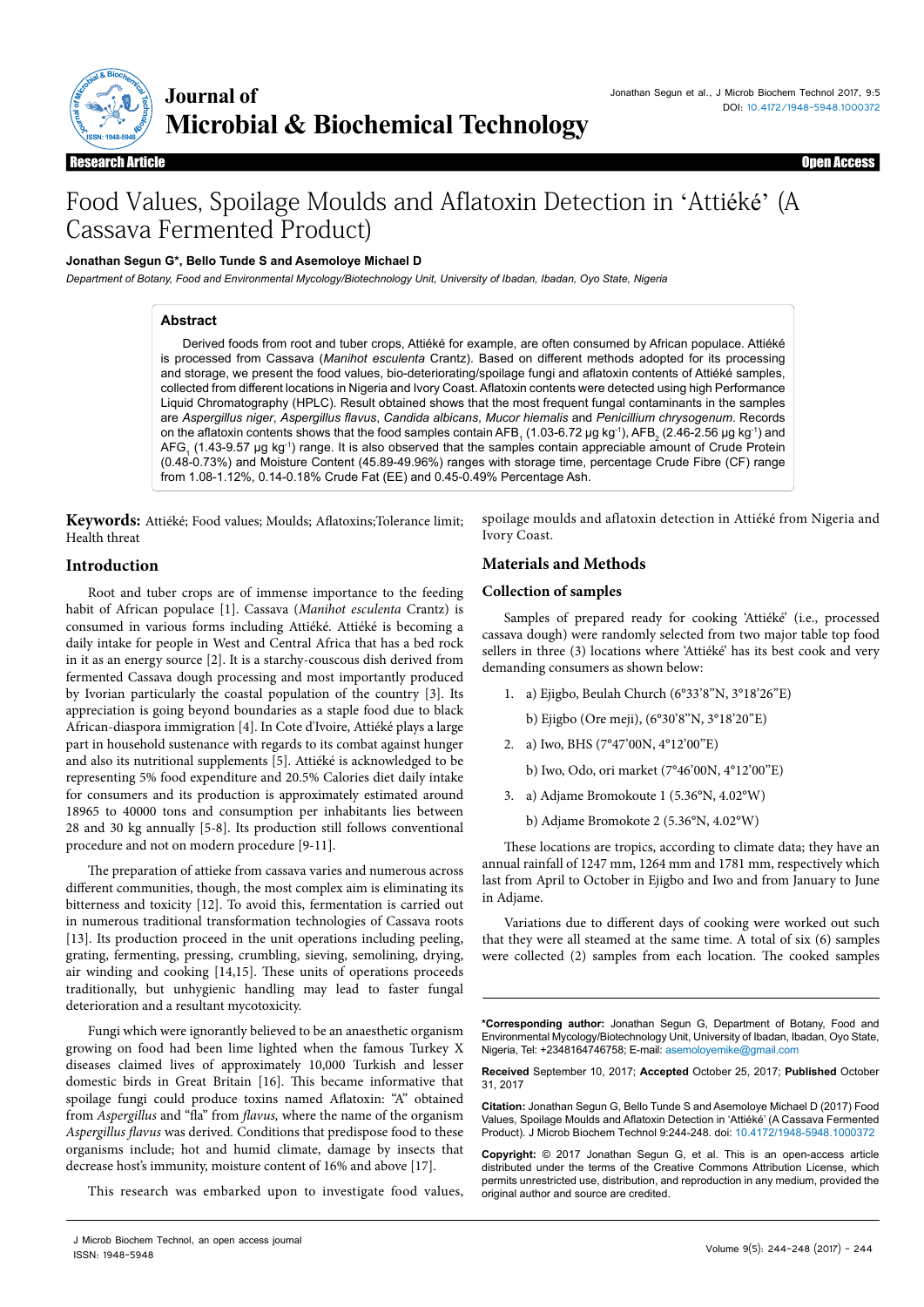# Food Values, Spoilage Moulds and Aflatoxin Detection in 'Attiéké' (A Cassava Fermented Product)

**Jonathan Segun G\*, Bello Tunde S and Asemoloye Michael D**

*Department of Botany, Food and Environmental Mycology/Biotechnology Unit, University of Ibadan, Ibadan, Oyo State, Nigeria*

## Abstract

Derived foods from root and tuber crops, Attiéké for example, are often consumed by African populace. Attiéké is processed from Cassava (*Manihot esculenta* Crantz). Based on different methods adopted for its processing and storage, we present the food values, bio-deteriorating/spoilage fungi and aflatoxin contents of Attiéké samples, collected from different locations in Nigeria and Ivory Coast. Aflatoxin contents were detected using high Performance Liquid Chromatography (HPLC). Result obtained shows that the most frequent fungal contaminants in the samples are *Aspergillus niger*, *Aspergillus flavus*, *Candida albicans*, *Mucor hiemalis* and *Penicillium chrysogenum*. Records on the aflatoxin contents shows that the food samples contain $AFB_1$ (1.03-6.72 μg $kg^{-1}$), $AFB_2$ (2.46-2.56 μg $kg^{-1}$) and $AFG_1$ (1.43-9.57 μg $kg^{-1}$) range. It is also observed that the samples contain appreciable amount of Crude Protein (0.48-0.73%) and Moisture Content (45.89-49.96%) ranges with storage time, percentage Crude Fibre (CF) range from 1.08-1.12%, 0.14-0.18% Crude Fat (EE) and 0.45-0.49% Percentage Ash.

**Keywords:** Attiéké; Food values; Moulds; Aflatoxins;Tolerance limit; Health threat

## Introduction

Root and tuber crops are of immense importance to the feeding habit of African populace [1]. Cassava (*Manihot esculenta* Crantz) is consumed in various forms including Attiéké. Attiéké is becoming a daily intake for people in West and Central Africa that has a bed rock in it as an energy source [2]. It is a starchy-couscous dish derived from fermented Cassava dough processing and most importantly produced by Ivorian particularly the coastal population of the country [3]. Its appreciation is going beyond boundaries as a staple food due to black African-diaspora immigration [4]. In Cote d'Ivoire, Attiéké plays a large part in household sustenance with regards to its combat against hunger and also its nutritional supplements [5]. Attiéké is acknowledged to be representing 5% food expenditure and 20.5% Calories diet daily intake for consumers and its production is approximately estimated around 18965 to 40000 tons and consumption per inhabitants lies between 28 and 30 kg annually [5-8]. Its production still follows conventional procedure and not on modern procedure [9-11].

The preparation of attieke from cassava varies and numerous across different communities, though, the most complex aim is eliminating its bitterness and toxicity [12]. To avoid this, fermentation is carried out in numerous traditional transformation technologies of Cassava roots [13]. Its production proceed in the unit operations including peeling, grating, fermenting, pressing, crumbling, sieving, semolining, drying, air winding and cooking [14,15]. These units of operations proceeds traditionally, but unhygienic handling may lead to faster fungal deterioration and a resultant mycotoxicity.

Fungi which were ignorantly believed to be an anaesthetic organism growing on food had been lime lighted when the famous Turkey X diseases claimed lives of approximately 10,000 Turkish and lesser domestic birds in Great Britain [16]. This became informative that spoilage fungi could produce toxins named Aflatoxin: "A" obtained from *Aspergillus* and "fla" from *flavus,* where the name of the organism *Aspergillus flavus* was derived. Conditions that predispose food to these organisms include; hot and humid climate, damage by insects that decrease host's immunity, moisture content of 16% and above [17].

This research was embarked upon to investigate food values, spoilage moulds and aflatoxin detection in Attiéké from Nigeria and Ivory Coast.

## Materials and Methods

### Collection of samples

Samples of prepared ready for cooking 'Attiéké' (i.e., processed cassava dough) were randomly selected from two major table top food sellers in three (3) locations where 'Attiéké' has its best cook and very demanding consumers as shown below:

1. a) Ejigbo, Beulah Church (6°33'8"N, 3°18'26"E)

   b) Ejigbo (Ore meji), (6°30'8"N, 3°18'20"E)

2. a) Iwo, BHS (7°47'00N, 4°12'00"E)

   b) Iwo, Odo, ori market (7°46'00N, 4°12'00"E)

3. a) Adjame Bromokoute 1 (5.36°N, 4.02°W)

   b) Adjame Bromokote 2 (5.36°N, 4.02°W)

These locations are tropics, according to climate data; they have an annual rainfall of 1247 mm, 1264 mm and 1781 mm, respectively which last from April to October in Ejigbo and Iwo and from January to June in Adjame.

Variations due to different days of cooking were worked out such that they were all steamed at the same time. A total of six (6) samples were collected (2) samples from each location. The cooked samples

---

**\*Corresponding author:** Jonathan Segun G, Department of Botany, Food and Environmental Mycology/Biotechnology Unit, University of Ibadan, Ibadan, Oyo State, Nigeria, Tel: +2348164746758; E-mail: asemoloyemike@gmail.com

**Received** September 10, 2017; **Accepted** October 25, 2017; **Published** October 31, 2017

**Citation:** Jonathan Segun G, Bello Tunde S and Asemoloye Michael D (2017) Food Values, Spoilage Moulds and Aflatoxin Detection in 'Attiéké' (A Cassava Fermented Product). J Microb Biochem Technol 9:244-248. doi: 10.4172/1948-5948.1000372

**Copyright:** © 2017 Jonathan Segun G, et al. This is an open-access article distributed under the terms of the Creative Commons Attribution License, which permits unrestricted use, distribution, and reproduction in any medium, provided the original author and source are credited.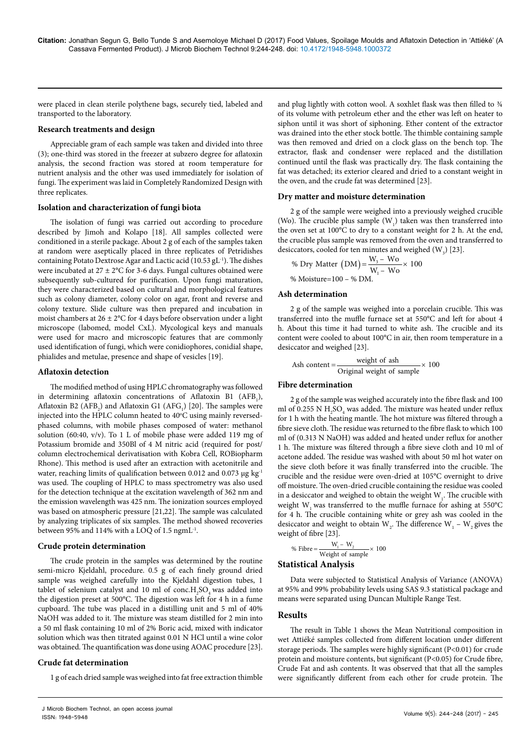were placed in clean sterile polythene bags, securely tied, labeled and transported to the laboratory.

### Research treatments and design

Appreciable gram of each sample was taken and divided into three (3); one-third was stored in the freezer at subzero degree for aflatoxin analysis, the second fraction was stored at room temperature for nutrient analysis and the other was used immediately for isolation of fungi. The experiment was laid in Completely Randomized Design with three replicates.

### Isolation and characterization of fungi biota

The isolation of fungi was carried out according to procedure described by Jimoh and Kolapo [18]. All samples collected were conditioned in a sterile package. About 2 g of each of the samples taken at random were aseptically placed in three replicates of Petridishes containing Potato Dextrose Agar and Lactic acid (10.53 $gL^{-1}$). The dishes were incubated at 27 ± 2°C for 3-6 days. Fungal cultures obtained were subsequently sub-cultured for purification. Upon fungi maturation, they were characterized based on cultural and morphological features such as colony diameter, colony color on agar, front and reverse and colony texture. Slide culture was then prepared and incubation in moist chambers at 26 ± 2°C for 4 days before observation under a light microscope (labomed, model CxL). Mycological keys and manuals were used for macro and microscopic features that are commonly used identification of fungi, which were conidiophores, conidial shape, phialides and metulae, presence and shape of vesicles [19].

### Aflatoxin detection

The modified method of using HPLC chromatography was followed in determining aflatoxin concentrations of Aflatoxin B1 ($AFB_1$), Aflatoxin B2 ($AFB_2$) and Aflatoxin G1 ($AFG_1$) [20]. The samples were injected into the HPLC column heated to 40°C using mainly reversed-phased columns, with mobile phases composed of water: methanol solution (60:40, v/v). To 1 L of mobile phase were added 119 mg of Potassium bromide and 350Bl of 4 M nitric acid (required for post/column electrochemical derivatisation with Kobra Cell, ROBiopharm Rhone). This method is used after an extraction with acetonitrile and water, reaching limits of qualification between 0.012 and 0.073 µg $kg^{-1}$ was used. The coupling of HPLC to mass spectrometry was also used for the detection technique at the excitation wavelength of 362 nm and the emission wavelength was 425 nm. The ionization sources employed was based on atmospheric pressure [21,22]. The sample was calculated by analyzing triplicates of six samples. The method showed recoveries between 95% and 114% with a LOQ of 1.5 $ngmL^{-1}$.

### Crude protein determination

The crude protein in the samples was determined by the routine semi-micro Kjeldahl, procedure. 0.5 g of each finely ground dried sample was weighed carefully into the Kjeldahl digestion tubes, 1 tablet of selenium catalyst and 10 ml of conc.$H_2SO_4$ was added into the digestion preset at 500°C. The digestion was left for 4 h in a fume cupboard. The tube was placed in a distilling unit and 5 ml of 40% NaOH was added to it. The mixture was steam distilled for 2 min into a 50 ml flask containing 10 ml of 2% Boric acid, mixed with indicator solution which was then titrated against 0.01 N HCl until a wine color was obtained. The quantification was done using AOAC procedure [23].

### Crude fat determination

1 g of each dried sample was weighed into fat free extraction thimble and plug lightly with cotton wool. A soxhlet flask was then filled to ¾ of its volume with petroleum ether and the ether was left on heater to siphon until it was short of siphoning. Ether content of the extractor was drained into the ether stock bottle. The thimble containing sample was then removed and dried on a clock glass on the bench top. The extractor, flask and condenser were replaced and the distillation continued until the flask was practically dry. The flask containing the fat was detached; its exterior cleared and dried to a constant weight in the oven, and the crude fat was determined [23].

### Dry matter and moisture determination

2 g of the sample were weighed into a previously weighed crucible (Wo). The crucible plus sample ($W_1$) taken was then transferred into the oven set at 100°C to dry to a constant weight for 2 h. At the end, the crucible plus sample was removed from the oven and transferred to desiccators, cooled for ten minutes and weighed ($W_3$) [23].

$$\%\ \text{Dry Matter}\ (\text{DM}) = \frac{W_3 - Wo}{W_1 - Wo} \times 100$$

% Moisture=100 – % DM.

### Ash determination

2 g of the sample was weighed into a porcelain crucible. This was transferred into the muffle furnace set at 550°C and left for about 4 h. About this time it had turned to white ash. The crucible and its content were cooled to about 100°C in air, then room temperature in a desiccator and weighed [23].

$$\text{Ash content} = \frac{\text{weight of ash}}{\text{Original weight of sample}} \times 100$$

### Fibre determination

2 g of the sample was weighed accurately into the fibre flask and 100 ml of 0.255 N $H_2SO_4$ was added. The mixture was heated under reflux for 1 h with the heating mantle. The hot mixture was filtered through a fibre sieve cloth. The residue was returned to the fibre flask to which 100 ml of (0.313 N NaOH) was added and heated under reflux for another 1 h. The mixture was filtered through a fibre sieve cloth and 10 ml of acetone added. The residue was washed with about 50 ml hot water on the sieve cloth before it was finally transferred into the crucible. The crucible and the residue were oven-dried at 105°C overnight to drive off moisture. The oven-dried crucible containing the residue was cooled in a desiccator and weighed to obtain the weight $W_1$. The crucible with weight $W_1$ was transferred to the muffle furnace for ashing at 550°C for 4 h. The crucible containing white or grey ash was cooled in the desiccator and weight to obtain $W_2$. The difference $W_1 - W_2$ gives the weight of fibre [23].

$$\%\ \text{Fibre} = \frac{W_1 - W_2}{\text{Weight of sample}} \times 100$$

## Statistical Analysis

Data were subjected to Statistical Analysis of Variance (ANOVA) at 95% and 99% probability levels using SAS 9.3 statistical package and means were separated using Duncan Multiple Range Test.

## Results

The result in Table 1 shows the Mean Nutritional composition in wet Attiéké samples collected from different location under different storage periods. The samples were highly significant ($P<0.01$) for crude protein and moisture contents, but significant ($P<0.05$) for Crude fibre, Crude Fat and ash contents. It was observed that that all the samples were significantly different from each other for crude protein. The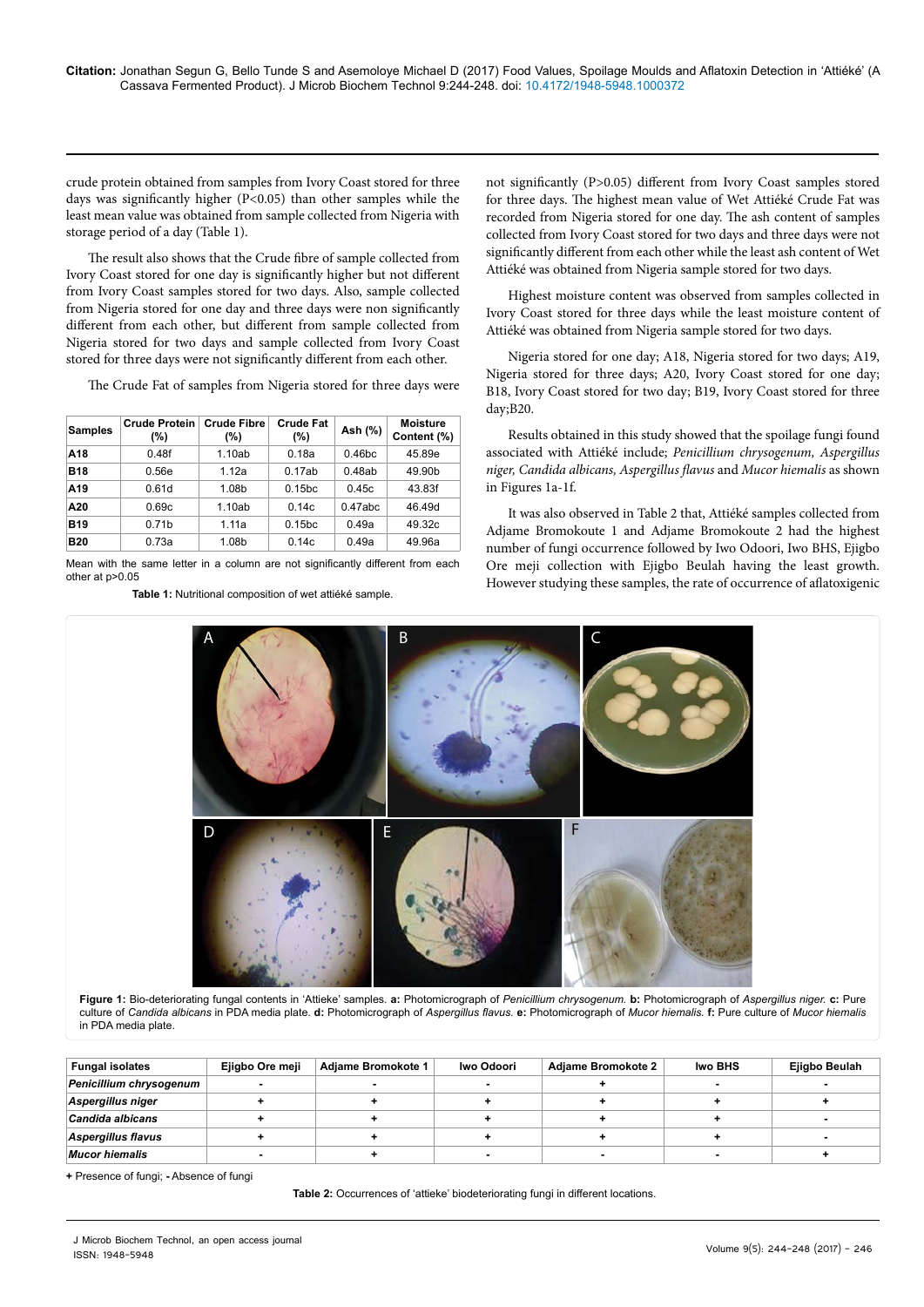crude protein obtained from samples from Ivory Coast stored for three days was significantly higher (P<0.05) than other samples while the least mean value was obtained from sample collected from Nigeria with storage period of a day (Table 1).

The result also shows that the Crude fibre of sample collected from Ivory Coast stored for one day is significantly higher but not different from Ivory Coast samples stored for two days. Also, sample collected from Nigeria stored for one day and three days were non significantly different from each other, but different from sample collected from Nigeria stored for two days and sample collected from Ivory Coast stored for three days were not significantly different from each other.

The Crude Fat of samples from Nigeria stored for three days were

| Samples | Crude Protein (%) | Crude Fibre (%) | Crude Fat (%) | Ash (%) | Moisture Content (%) |
|---|---|---|---|---|---|
| A18 | 0.48f | 1.10ab | 0.18a | 0.46bc | 45.89e |
| B18 | 0.56e | 1.12a | 0.17ab | 0.48ab | 49.90b |
| A19 | 0.61d | 1.08b | 0.15bc | 0.45c | 43.83f |
| A20 | 0.69c | 1.10ab | 0.14c | 0.47abc | 46.49d |
| B19 | 0.71b | 1.11a | 0.15bc | 0.49a | 49.32c |
| B20 | 0.73a | 1.08b | 0.14c | 0.49a | 49.96a |

Mean with the same letter in a column are not significantly different from each other at p>0.05

**Table 1:** Nutritional composition of wet attiéké sample.

not significantly (P>0.05) different from Ivory Coast samples stored for three days. The highest mean value of Wet Attiéké Crude Fat was recorded from Nigeria stored for one day. The ash content of samples collected from Ivory Coast stored for two days and three days were not significantly different from each other while the least ash content of Wet Attiéké was obtained from Nigeria sample stored for two days.

Highest moisture content was observed from samples collected in Ivory Coast stored for three days while the least moisture content of Attiéké was obtained from Nigeria sample stored for two days.

Nigeria stored for one day; A18, Nigeria stored for two days; A19, Nigeria stored for three days; A20, Ivory Coast stored for one day; B18, Ivory Coast stored for two day; B19, Ivory Coast stored for three day;B20.

Results obtained in this study showed that the spoilage fungi found associated with Attiéké include; *Penicillium chrysogenum, Aspergillus niger, Candida albicans, Aspergillus flavus* and *Mucor hiemalis* as shown in Figures 1a-1f.

It was also observed in Table 2 that, Attiéké samples collected from Adjame Bromokoute 1 and Adjame Bromokoute 2 had the highest number of fungi occurrence followed by Iwo Odoori, Iwo BHS, Ejigbo Ore meji collection with Ejigbo Beulah having the least growth. However studying these samples, the rate of occurrence of aflatoxigenic

**Figure 1:** Bio-deteriorating fungal contents in 'Attieke' samples. **a:** Photomicrograph of *Penicillium chrysogenum.* **b:** Photomicrograph of *Aspergillus niger.* **c:** Pure culture of *Candida albicans* in PDA media plate. **d:** Photomicrograph of *Aspergillus flavus.* **e:** Photomicrograph of *Mucor hiemalis.* **f:** Pure culture of *Mucor hiemalis* in PDA media plate.

| Fungal isolates | Ejigbo Ore meji | Adjame Bromokote 1 | Iwo Odoori | Adjame Bromokote 2 | Iwo BHS | Ejigbo Beulah |
|---|---|---|---|---|---|---|
| *Penicillium chrysogenum* | - | - | - | + | - | - |
| *Aspergillus niger* | + | + | + | + | + | + |
| *Candida albicans* | + | + | + | + | + | - |
| *Aspergillus flavus* | + | + | + | + | + | - |
| *Mucor hiemalis* | - | + | - | - | - | + |

**+** Presence of fungi; **-** Absence of fungi

**Table 2:** Occurrences of 'attieke' biodeteriorating fungi in different locations.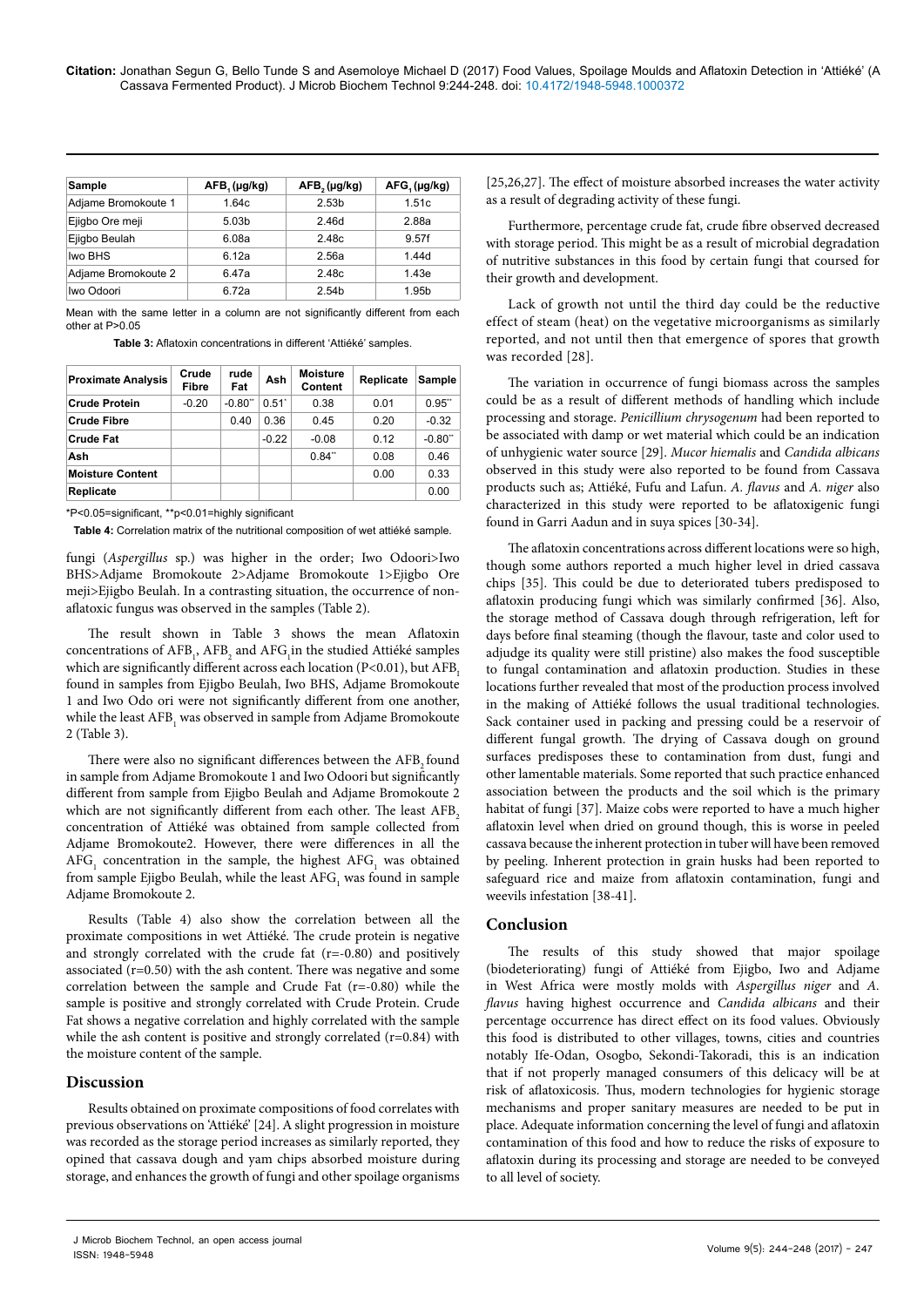| Sample | $AFB_1$ (µg/kg) | $AFB_2$ (µg/kg) | $AFG_1$ (µg/kg) |
|---|---|---|---|
| Adjame Bromokoute 1 | 1.64c | 2.53b | 1.51c |
| Ejigbo Ore meji | 5.03b | 2.46d | 2.88a |
| Ejigbo Beulah | 6.08a | 2.48c | 9.57f |
| Iwo BHS | 6.12a | 2.56a | 1.44d |
| Adjame Bromokoute 2 | 6.47a | 2.48c | 1.43e |
| Iwo Odoori | 6.72a | 2.54b | 1.95b |

Mean with the same letter in a column are not significantly different from each other at P>0.05

**Table 3:** Aflatoxin concentrations in different 'Attiéké' samples.

| Proximate Analysis | Crude Fibre | rude Fat | Ash | Moisture Content | Replicate | Sample |
|---|---|---|---|---|---|---|
| Crude Protein | -0.20 | -0.80** | 0.51* | 0.38 | 0.01 | 0.95** |
| Crude Fibre | | 0.40 | 0.36 | 0.45 | 0.20 | -0.32 |
| Crude Fat | | | -0.22 | -0.08 | 0.12 | -0.80** |
| Ash | | | | 0.84** | 0.08 | 0.46 |
| Moisture Content | | | | | 0.00 | 0.33 |
| Replicate | | | | | | 0.00 |

*P<0.05=significant, **p<0.01=highly significant

**Table 4:** Correlation matrix of the nutritional composition of wet attiéké sample.

fungi (*Aspergillus* sp.) was higher in the order; Iwo Odoori>Iwo BHS>Adjame Bromokoute 2>Adjame Bromokoute 1>Ejigbo Ore meji>Ejigbo Beulah. In a contrasting situation, the occurrence of non-aflatoxic fungus was observed in the samples (Table 2).

The result shown in Table 3 shows the mean Aflatoxin concentrations of $AFB_1$, $AFB_2$ and $AFG_1$ in the studied Attiéké samples which are significantly different across each location (P<0.01), but $AFB_1$ found in samples from Ejigbo Beulah, Iwo BHS, Adjame Bromokoute 1 and Iwo Odo ori were not significantly different from one another, while the least $AFB_1$ was observed in sample from Adjame Bromokoute 2 (Table 3).

There were also no significant differences between the $AFB_2$ found in sample from Adjame Bromokoute 1 and Iwo Odoori but significantly different from sample from Ejigbo Beulah and Adjame Bromokoute 2 which are not significantly different from each other. The least $AFB_2$ concentration of Attiéké was obtained from sample collected from Adjame Bromokoute2. However, there were differences in all the $AFG_1$ concentration in the sample, the highest $AFG_1$ was obtained from sample Ejigbo Beulah, while the least $AFG_1$ was found in sample Adjame Bromokoute 2.

Results (Table 4) also show the correlation between all the proximate compositions in wet Attiéké. The crude protein is negative and strongly correlated with the crude fat (r=-0.80) and positively associated (r=0.50) with the ash content. There was negative and some correlation between the sample and Crude Fat (r=-0.80) while the sample is positive and strongly correlated with Crude Protein. Crude Fat shows a negative correlation and highly correlated with the sample while the ash content is positive and strongly correlated (r=0.84) with the moisture content of the sample.

## Discussion

Results obtained on proximate compositions of food correlates with previous observations on 'Attiéké' [24]. A slight progression in moisture was recorded as the storage period increases as similarly reported, they opined that cassava dough and yam chips absorbed moisture during storage, and enhances the growth of fungi and other spoilage organisms [25,26,27]. The effect of moisture absorbed increases the water activity as a result of degrading activity of these fungi.

Furthermore, percentage crude fat, crude fibre observed decreased with storage period. This might be as a result of microbial degradation of nutritive substances in this food by certain fungi that coursed for their growth and development.

Lack of growth not until the third day could be the reductive effect of steam (heat) on the vegetative microorganisms as similarly reported, and not until then that emergence of spores that growth was recorded [28].

The variation in occurrence of fungi biomass across the samples could be as a result of different methods of handling which include processing and storage. *Penicillium chrysogenum* had been reported to be associated with damp or wet material which could be an indication of unhygienic water source [29]. *Mucor hiemalis* and *Candida albicans* observed in this study were also reported to be found from Cassava products such as; Attiéké, Fufu and Lafun. *A. flavus* and *A. niger* also characterized in this study were reported to be aflatoxigenic fungi found in Garri Aadun and in suya spices [30-34].

The aflatoxin concentrations across different locations were so high, though some authors reported a much higher level in dried cassava chips [35]. This could be due to deteriorated tubers predisposed to aflatoxin producing fungi which was similarly confirmed [36]. Also, the storage method of Cassava dough through refrigeration, left for days before final steaming (though the flavour, taste and color used to adjudge its quality were still pristine) also makes the food susceptible to fungal contamination and aflatoxin production. Studies in these locations further revealed that most of the production process involved in the making of Attiéké follows the usual traditional technologies. Sack container used in packing and pressing could be a reservoir of different fungal growth. The drying of Cassava dough on ground surfaces predisposes these to contamination from dust, fungi and other lamentable materials. Some reported that such practice enhanced association between the products and the soil which is the primary habitat of fungi [37]. Maize cobs were reported to have a much higher aflatoxin level when dried on ground though, this is worse in peeled cassava because the inherent protection in tuber will have been removed by peeling. Inherent protection in grain husks had been reported to safeguard rice and maize from aflatoxin contamination, fungi and weevils infestation [38-41].

## Conclusion

The results of this study showed that major spoilage (biodeteriorating) fungi of Attiéké from Ejigbo, Iwo and Adjame in West Africa were mostly molds with *Aspergillus niger* and *A. flavus* having highest occurrence and *Candida albicans* and their percentage occurrence has direct effect on its food values. Obviously this food is distributed to other villages, towns, cities and countries notably Ife-Odan, Osogbo, Sekondi-Takoradi, this is an indication that if not properly managed consumers of this delicacy will be at risk of aflatoxicosis. Thus, modern technologies for hygienic storage mechanisms and proper sanitary measures are needed to be put in place. Adequate information concerning the level of fungi and aflatoxin contamination of this food and how to reduce the risks of exposure to aflatoxin during its processing and storage are needed to be conveyed to all level of society.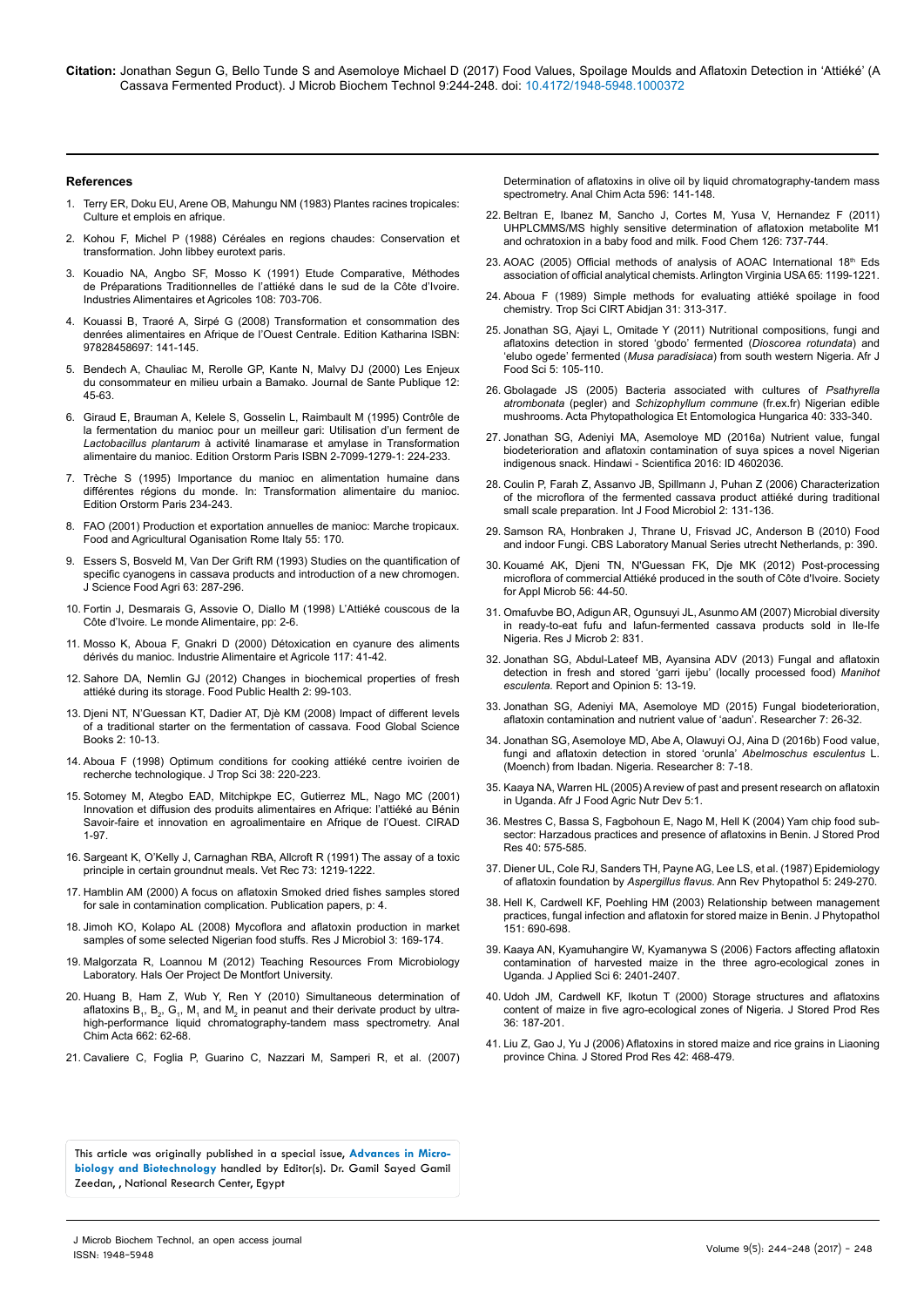## References

1. Terry ER, Doku EU, Arene OB, Mahungu NM (1983) Plantes racines tropicales: Culture et emplois en afrique.
2. Kohou F, Michel P (1988) Céréales en regions chaudes: Conservation et transformation. John libbey eurotext paris.
3. Kouadio NA, Angbo SF, Mosso K (1991) Etude Comparative, Méthodes de Préparations Traditionnelles de l'attiéké dans le sud de la Côte d'Ivoire. Industries Alimentaires et Agricoles 108: 703-706.
4. Kouassi B, Traoré A, Sirpé G (2008) Transformation et consommation des denrées alimentaires en Afrique de l'Ouest Centrale. Edition Katharina ISBN: 97828458697: 141-145.
5. Bendech A, Chauliac M, Rerolle GP, Kante N, Malvy DJ (2000) Les Enjeux du consommateur en milieu urbain a Bamako. Journal de Sante Publique 12: 45-63.
6. Giraud E, Brauman A, Kelele S, Gosselin L, Raimbault M (1995) Contrôle de la fermentation du manioc pour un meilleur gari: Utilisation d'un ferment de *Lactobacillus plantarum* à activité linamarase et amylase in Transformation alimentaire du manioc. Edition Orstorm Paris ISBN 2-7099-1279-1: 224-233.
7. Trèche S (1995) Importance du manioc en alimentation humaine dans différentes régions du monde. In: Transformation alimentaire du manioc. Edition Orstorm Paris 234-243.
8. FAO (2001) Production et exportation annuelles de manioc: Marche tropicaux. Food and Agricultural Oganisation Rome Italy 55: 170.
9. Essers S, Bosveld M, Van Der Grift RM (1993) Studies on the quantification of specific cyanogens in cassava products and introduction of a new chromogen. J Science Food Agri 63: 287-296.
10. Fortin J, Desmarais G, Assovie O, Diallo M (1998) L'Attiéké couscous de la Côte d'Ivoire. Le monde Alimentaire, pp: 2-6.
11. Mosso K, Aboua F, Gnakri D (2000) Détoxication en cyanure des aliments dérivés du manioc. Industrie Alimentaire et Agricole 117: 41-42.
12. Sahore DA, Nemlin GJ (2012) Changes in biochemical properties of fresh attiéké during its storage. Food Public Health 2: 99-103.
13. Djeni NT, N'Guessan KT, Dadier AT, Djè KM (2008) Impact of different levels of a traditional starter on the fermentation of cassava. Food Global Science Books 2: 10-13.
14. Aboua F (1998) Optimum conditions for cooking attiéké centre ivoirien de recherche technologique. J Trop Sci 38: 220-223.
15. Sotomey M, Ategbo EAD, Mitchipkpe EC, Gutierrez ML, Nago MC (2001) Innovation et diffusion des produits alimentaires en Afrique: l'attiéké au Bénin Savoir-faire et innovation en agroalimentaire en Afrique de l'Ouest. CIRAD 1-97.
16. Sargeant K, O'Kelly J, Carnaghan RBA, Allcroft R (1991) The assay of a toxic principle in certain groundnut meals. Vet Rec 73: 1219-1222.
17. Hamblin AM (2000) A focus on aflatoxin Smoked dried fishes samples stored for sale in contamination complication. Publication papers, p: 4.
18. Jimoh KO, Kolapo AL (2008) Mycoflora and aflatoxin production in market samples of some selected Nigerian food stuffs. Res J Microbiol 3: 169-174.
19. Malgorzata R, Loannou M (2012) Teaching Resources From Microbiology Laboratory. Hals Oer Project De Montfort University.
20. Huang B, Ham Z, Wub Y, Ren Y (2010) Simultaneous determination of aflatoxins $B_1$, $B_2$, $G_1$, $M_1$ and $M_2$ in peanut and their derivate product by ultra-high-performance liquid chromatography-tandem mass spectrometry. Anal Chim Acta 662: 62-68.
21. Cavaliere C, Foglia P, Guarino C, Nazzari M, Samperi R, et al. (2007) Determination of aflatoxins in olive oil by liquid chromatography-tandem mass spectrometry. Anal Chim Acta 596: 141-148.
22. Beltran E, Ibanez M, Sancho J, Cortes M, Yusa V, Hernandez F (2011) UHPLCMMS/MS highly sensitive determination of aflatoxin metabolite M1 and ochratoxin in a baby food and milk. Food Chem 126: 737-744.
23. AOAC (2005) Official methods of analysis of AOAC International 18th Eds association of official analytical chemists. Arlington Virginia USA 65: 1199-1221.
24. Aboua F (1989) Simple methods for evaluating attiéké spoilage in food chemistry. Trop Sci CIRT Abidjan 31: 313-317.
25. Jonathan SG, Ajayi L, Omitade Y (2011) Nutritional compositions, fungi and aflatoxins detection in stored 'gbodo' fermented (*Dioscorea rotundata*) and 'elubo ogede' fermented (*Musa paradisiaca*) from south western Nigeria. Afr J Food Sci 5: 105-110.
26. Gbolagade JS (2005) Bacteria associated with cultures of *Psathyrella atrombonata* (pegler) and *Schizophyllum commune* (fr.ex.fr) Nigerian edible mushrooms. Acta Phytopathologica Et Entomologica Hungarica 40: 333-340.
27. Jonathan SG, Adeniyi MA, Asemoloye MD (2016a) Nutrient value, fungal biodeterioration and aflatoxin contamination of suya spices a novel Nigerian indigenous snack. Hindawi - Scientifica 2016: ID 4602036.
28. Coulin P, Farah Z, Assanvo JB, Spillmann J, Puhan Z (2006) Characterization of the microflora of the fermented cassava product attiéké during traditional small scale preparation. Int J Food Microbiol 2: 131-136.
29. Samson RA, Honbraken J, Thrane U, Frisvad JC, Anderson B (2010) Food and indoor Fungi. CBS Laboratory Manual Series utrecht Netherlands, p: 390.
30. Kouamé AK, Djeni TN, N'Guessan FK, Dje MK (2012) Post-processing microflora of commercial Attiéké produced in the south of Côte d'Ivoire. Society for Appl Microb 56: 44-50.
31. Omafuvbe BO, Adigun AR, Ogunsuyi JL, Asunmo AM (2007) Microbial diversity in ready-to-eat fufu and lafun-fermented cassava products sold in Ile-Ife Nigeria. Res J Microb 2: 831.
32. Jonathan SG, Abdul-Lateef MB, Ayansina ADV (2013) Fungal and aflatoxin detection in fresh and stored 'garri ijebu' (locally processed food) *Manihot esculenta*. Report and Opinion 5: 13-19.
33. Jonathan SG, Adeniyi MA, Asemoloye MD (2015) Fungal biodeterioration, aflatoxin contamination and nutrient value of 'aadun'. Researcher 7: 26-32.
34. Jonathan SG, Asemoloye MD, Abe A, Olawuyi OJ, Aina D (2016b) Food value, fungi and aflatoxin detection in stored 'orunla' *Abelmoschus esculentus* L. (Moench) from Ibadan. Nigeria. Researcher 8: 7-18.
35. Kaaya NA, Warren HL (2005) A review of past and present research on aflatoxin in Uganda. Afr J Food Agric Nutr Dev 5:1.
36. Mestres C, Bassa S, Fagbohoun E, Nago M, Hell K (2004) Yam chip food sub-sector: Harzadous practices and presence of aflatoxins in Benin. J Stored Prod Res 40: 575-585.
37. Diener UL, Cole RJ, Sanders TH, Payne AG, Lee LS, et al. (1987) Epidemiology of aflatoxin foundation by *Aspergillus flavus*. Ann Rev Phytopathol 5: 249-270.
38. Hell K, Cardwell KF, Poehling HM (2003) Relationship between management practices, fungal infection and aflatoxin for stored maize in Benin. J Phytopathol 151: 690-698.
39. Kaaya AN, Kyamuhangire W, Kyamanywa S (2006) Factors affecting aflatoxin contamination of harvested maize in the three agro-ecological zones in Uganda. J Applied Sci 6: 2401-2407.
40. Udoh JM, Cardwell KF, Ikotun T (2000) Storage structures and aflatoxins content of maize in five agro-ecological zones of Nigeria. J Stored Prod Res 36: 187-201.
41. Liu Z, Gao J, Yu J (2006) Aflatoxins in stored maize and rice grains in Liaoning province China. J Stored Prod Res 42: 468-479.

This article was originally published in a special issue, **Advances in Microbiology and Biotechnology** handled by Editor(s). Dr. Gamil Sayed Gamil Zeedan, , National Research Center, Egypt